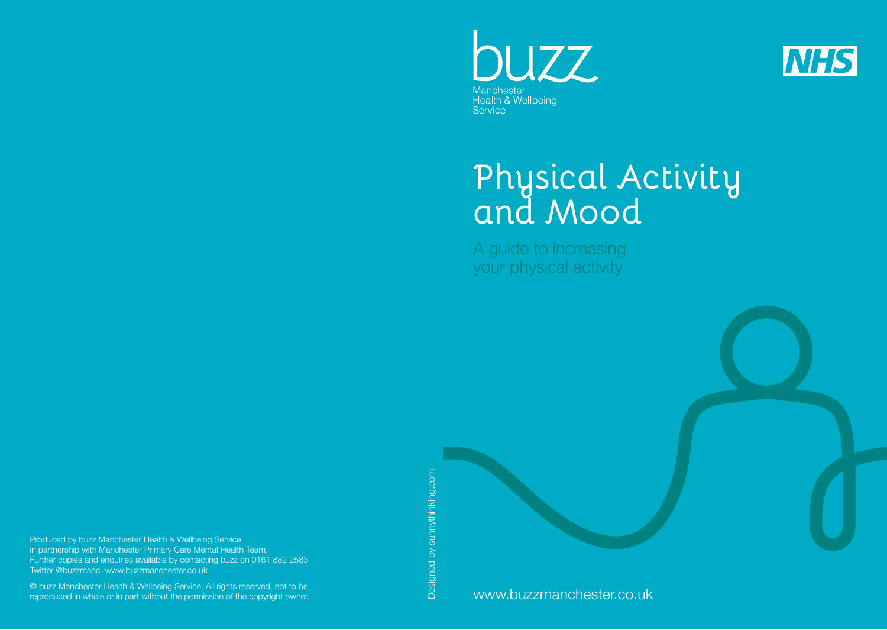buzz

Manchester
Health & Wellbeing
Service

NHS

# Physical Activity and Mood

A guide to increasing your physical activity

www.buzzmanchester.co.uk

Designed by sunnythinking.com

Produced by buzz Manchester Health & Wellbeing Service in partnership with Manchester Primary Care Mental Health Team.
Further copies and enquiries available by contacting buzz on 0161 882 2583
Twitter @buzzmanc www.buzzmanchester.co.uk

© buzz Manchester Health & Wellbeing Service. All rights reserved, not to be reproduced in whole or in part without the permission of the copyright owner.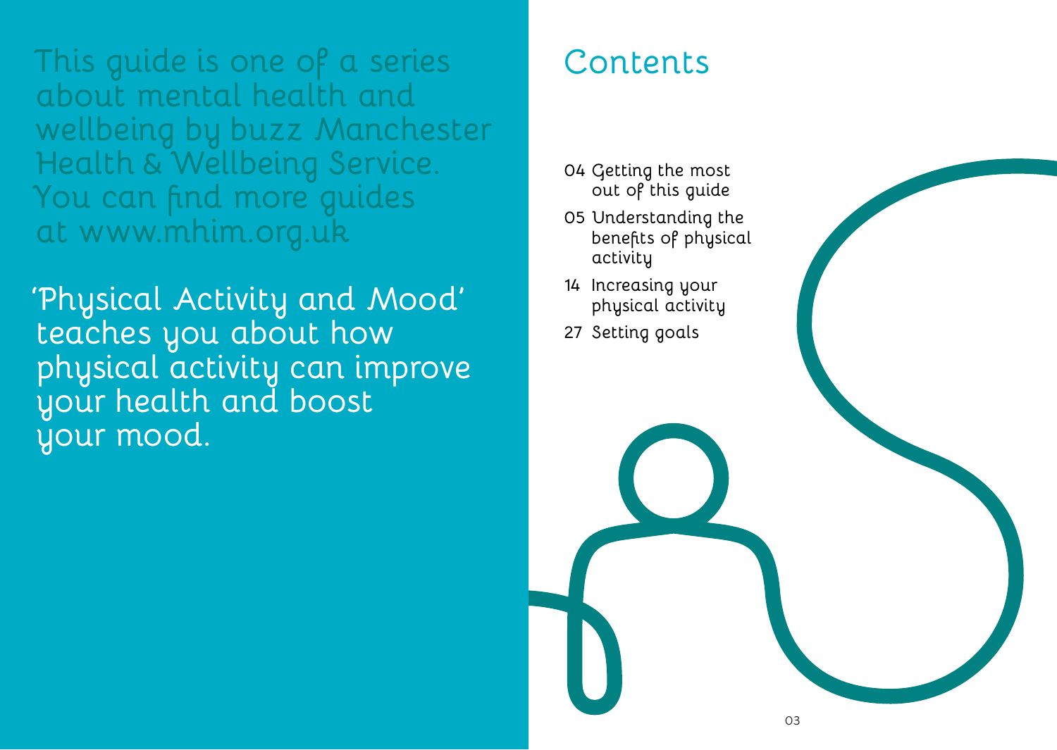This guide is one of a series about mental health and wellbeing by buzz Manchester Health & Wellbeing Service. You can find more guides at www.mhim.org.uk

'Physical Activity and Mood' teaches you about how physical activity can improve your health and boost your mood.

# Contents

- 04 Getting the most out of this guide
- 05 Understanding the benefits of physical activity
- 14 Increasing your physical activity
- 27 Setting goals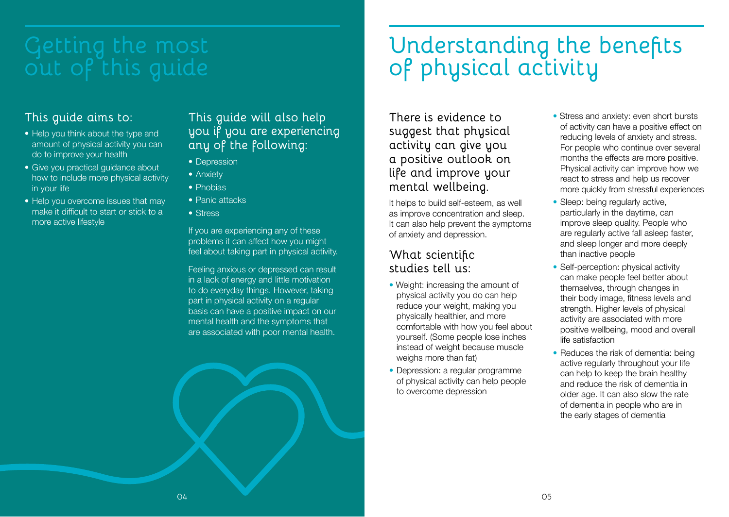# Getting the most out of this guide

## This guide aims to:

- Help you think about the type and amount of physical activity you can do to improve your health
- Give you practical guidance about how to include more physical activity in your life
- Help you overcome issues that may make it difficult to start or stick to a more active lifestyle

## This guide will also help you if you are experiencing any of the following:

- Depression
- Anxiety
- Phobias
- Panic attacks
- Stress

If you are experiencing any of these problems it can affect how you might feel about taking part in physical activity.

Feeling anxious or depressed can result in a lack of energy and little motivation to do everyday things. However, taking part in physical activity on a regular basis can have a positive impact on our mental health and the symptoms that are associated with poor mental health.

# Understanding the benefits of physical activity

## There is evidence to suggest that physical activity can give you a positive outlook on life and improve your mental wellbeing.

It helps to build self-esteem, as well as improve concentration and sleep. It can also help prevent the symptoms of anxiety and depression.

## What scientific studies tell us:

- Weight: increasing the amount of physical activity you do can help reduce your weight, making you physically healthier, and more comfortable with how you feel about yourself. (Some people lose inches instead of weight because muscle weighs more than fat)
- Depression: a regular programme of physical activity can help people to overcome depression
- Stress and anxiety: even short bursts of activity can have a positive effect on reducing levels of anxiety and stress. For people who continue over several months the effects are more positive. Physical activity can improve how we react to stress and help us recover more quickly from stressful experiences
- Sleep: being regularly active, particularly in the daytime, can improve sleep quality. People who are regularly active fall asleep faster, and sleep longer and more deeply than inactive people
- Self-perception: physical activity can make people feel better about themselves, through changes in their body image, fitness levels and strength. Higher levels of physical activity are associated with more positive wellbeing, mood and overall life satisfaction
- Reduces the risk of dementia: being active regularly throughout your life can help to keep the brain healthy and reduce the risk of dementia in older age. It can also slow the rate of dementia in people who are in the early stages of dementia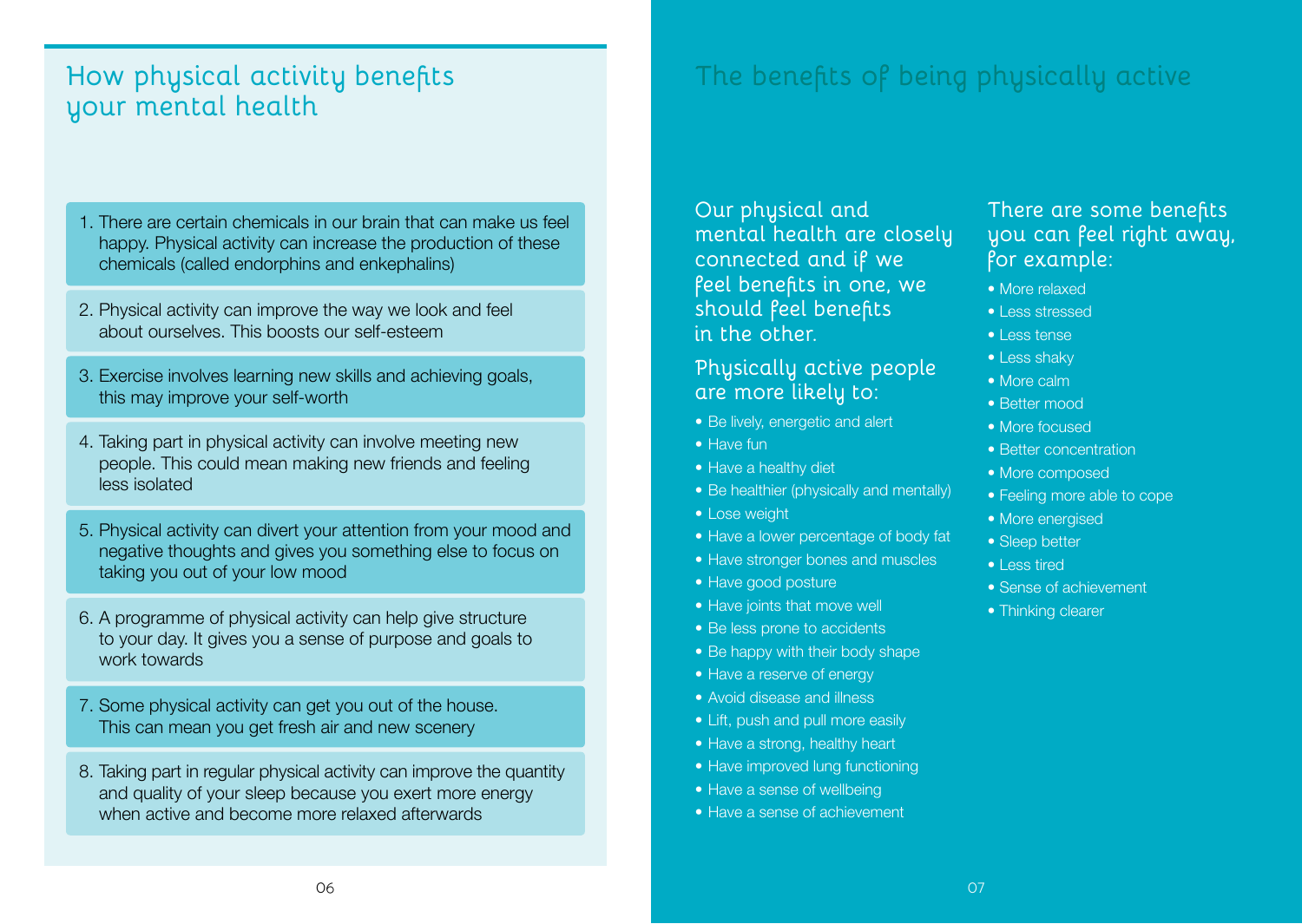## How physical activity benefits your mental health

1. There are certain chemicals in our brain that can make us feel happy. Physical activity can increase the production of these chemicals (called endorphins and enkephalins)
2. Physical activity can improve the way we look and feel about ourselves. This boosts our self-esteem
3. Exercise involves learning new skills and achieving goals, this may improve your self-worth
4. Taking part in physical activity can involve meeting new people. This could mean making new friends and feeling less isolated
5. Physical activity can divert your attention from your mood and negative thoughts and gives you something else to focus on taking you out of your low mood
6. A programme of physical activity can help give structure to your day. It gives you a sense of purpose and goals to work towards
7. Some physical activity can get you out of the house. This can mean you get fresh air and new scenery
8. Taking part in regular physical activity can improve the quantity and quality of your sleep because you exert more energy when active and become more relaxed afterwards

## The benefits of being physically active

### Our physical and mental health are closely connected and if we feel benefits in one, we should feel benefits in the other.

### Physically active people are more likely to:

- Be lively, energetic and alert
- Have fun
- Have a healthy diet
- Be healthier (physically and mentally)
- Lose weight
- Have a lower percentage of body fat
- Have stronger bones and muscles
- Have good posture
- Have joints that move well
- Be less prone to accidents
- Be happy with their body shape
- Have a reserve of energy
- Avoid disease and illness
- Lift, push and pull more easily
- Have a strong, healthy heart
- Have improved lung functioning
- Have a sense of wellbeing
- Have a sense of achievement

### There are some benefits you can feel right away, for example:

- More relaxed
- Less stressed
- Less tense
- Less shaky
- More calm
- Better mood
- More focused
- Better concentration
- More composed
- Feeling more able to cope
- More energised
- Sleep better
- Less tired
- Sense of achievement
- Thinking clearer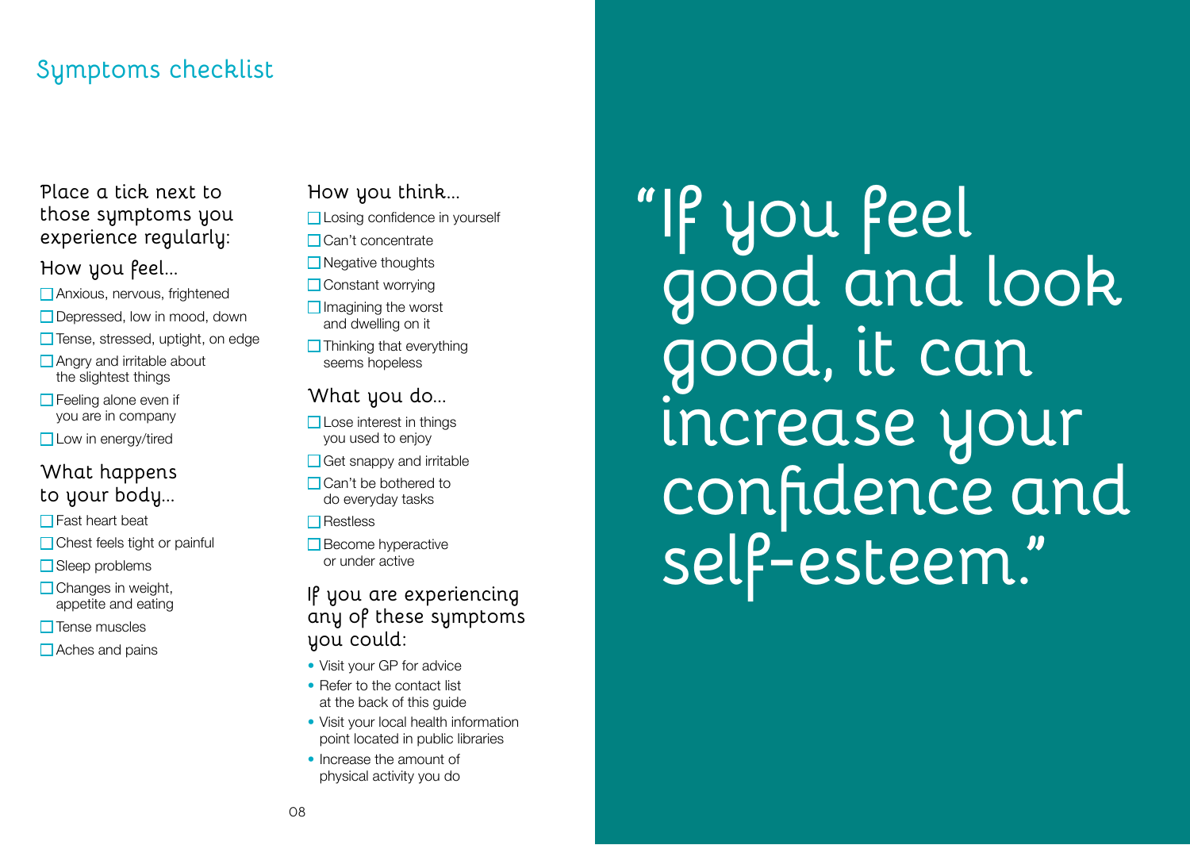## Symptoms checklist

Place a tick next to those symptoms you experience regularly:

### How you feel...

- ☐ Anxious, nervous, frightened
- ☐ Depressed, low in mood, down
- ☐ Tense, stressed, uptight, on edge
- ☐ Angry and irritable about the slightest things
- ☐ Feeling alone even if you are in company
- ☐ Low in energy/tired

### What happens to your body...

- ☐ Fast heart beat
- ☐ Chest feels tight or painful
- ☐ Sleep problems
- ☐ Changes in weight, appetite and eating
- ☐ Tense muscles
- ☐ Aches and pains

### How you think...

- ☐ Losing confidence in yourself
- ☐ Can't concentrate
- ☐ Negative thoughts
- ☐ Constant worrying
- ☐ Imagining the worst and dwelling on it
- ☐ Thinking that everything seems hopeless

### What you do...

- ☐ Lose interest in things you used to enjoy
- ☐ Get snappy and irritable
- ☐ Can't be bothered to do everyday tasks
- ☐ Restless
- ☐ Become hyperactive or under active

### If you are experiencing any of these symptoms you could:

- Visit your GP for advice
- Refer to the contact list at the back of this guide
- Visit your local health information point located in public libraries
- Increase the amount of physical activity you do

> "If you feel good and look good, it can increase your confidence and self-esteem."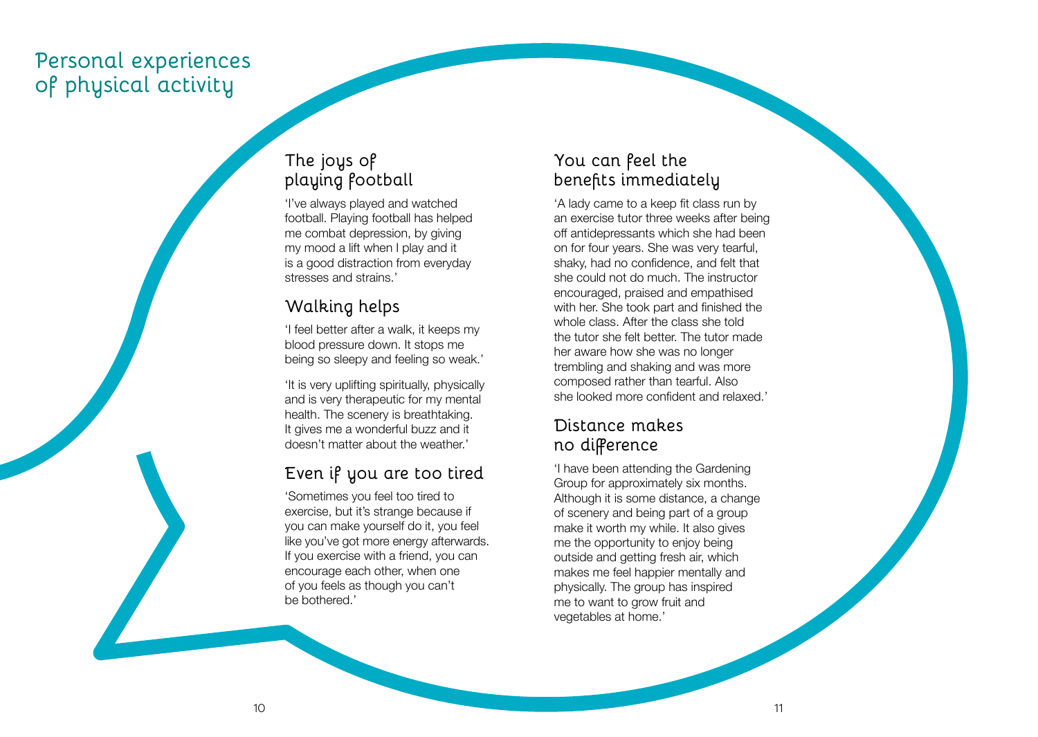# Personal experiences of physical activity

## The joys of playing football

'I've always played and watched football. Playing football has helped me combat depression, by giving my mood a lift when I play and it is a good distraction from everyday stresses and strains.'

## Walking helps

'I feel better after a walk, it keeps my blood pressure down. It stops me being so sleepy and feeling so weak.'

'It is very uplifting spiritually, physically and is very therapeutic for my mental health. The scenery is breathtaking. It gives me a wonderful buzz and it doesn't matter about the weather.'

## Even if you are too tired

'Sometimes you feel too tired to exercise, but it's strange because if you can make yourself do it, you feel like you've got more energy afterwards. If you exercise with a friend, you can encourage each other, when one of you feels as though you can't be bothered.'

## You can feel the benefits immediately

'A lady came to a keep fit class run by an exercise tutor three weeks after being off antidepressants which she had been on for four years. She was very tearful, shaky, had no confidence, and felt that she could not do much. The instructor encouraged, praised and empathised with her. She took part and finished the whole class. After the class she told the tutor she felt better. The tutor made her aware how she was no longer trembling and shaking and was more composed rather than tearful. Also she looked more confident and relaxed.'

## Distance makes no difference

'I have been attending the Gardening Group for approximately six months. Although it is some distance, a change of scenery and being part of a group make it worth my while. It also gives me the opportunity to enjoy being outside and getting fresh air, which makes me feel happier mentally and physically. The group has inspired me to want to grow fruit and vegetables at home.'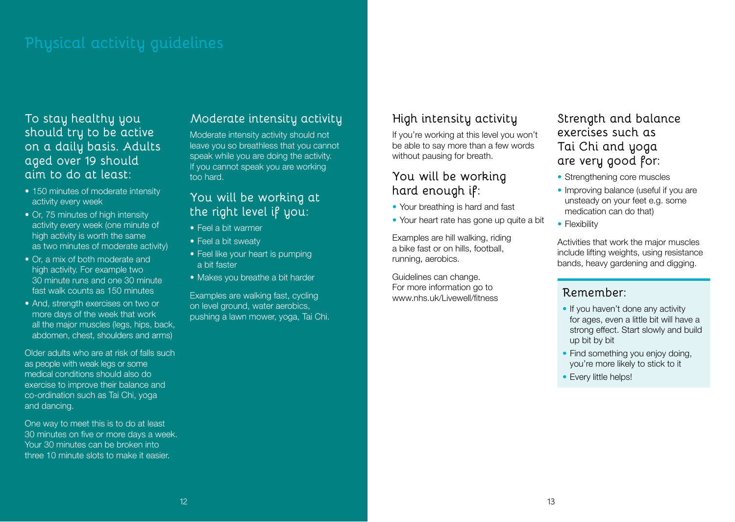# Physical activity guidelines

## To stay healthy you should try to be active on a daily basis. Adults aged over 19 should aim to do at least:

- 150 minutes of moderate intensity activity every week
- Or, 75 minutes of high intensity activity every week (one minute of high activity is worth the same as two minutes of moderate activity)
- Or, a mix of both moderate and high activity. For example two 30 minute runs and one 30 minute fast walk counts as 150 minutes
- And, strength exercises on two or more days of the week that work all the major muscles (legs, hips, back, abdomen, chest, shoulders and arms)

Older adults who are at risk of falls such as people with weak legs or some medical conditions should also do exercise to improve their balance and co-ordination such as Tai Chi, yoga and dancing.

One way to meet this is to do at least 30 minutes on five or more days a week. Your 30 minutes can be broken into three 10 minute slots to make it easier.

## Moderate intensity activity

Moderate intensity activity should not leave you so breathless that you cannot speak while you are doing the activity. If you cannot speak you are working too hard.

### You will be working at the right level if you:

- Feel a bit warmer
- Feel a bit sweaty
- Feel like your heart is pumping a bit faster
- Makes you breathe a bit harder

Examples are walking fast, cycling on level ground, water aerobics, pushing a lawn mower, yoga, Tai Chi.

## High intensity activity

If you're working at this level you won't be able to say more than a few words without pausing for breath.

### You will be working hard enough if:

- Your breathing is hard and fast
- Your heart rate has gone up quite a bit

Examples are hill walking, riding a bike fast or on hills, football, running, aerobics.

Guidelines can change. For more information go to www.nhs.uk/Livewell/fitness

## Strength and balance exercises such as Tai Chi and yoga are very good for:

- Strengthening core muscles
- Improving balance (useful if you are unsteady on your feet e.g. some medication can do that)
- Flexibility

Activities that work the major muscles include lifting weights, using resistance bands, heavy gardening and digging.

### Remember:

- If you haven't done any activity for ages, even a little bit will have a strong effect. Start slowly and build up bit by bit
- Find something you enjoy doing, you're more likely to stick to it
- Every little helps!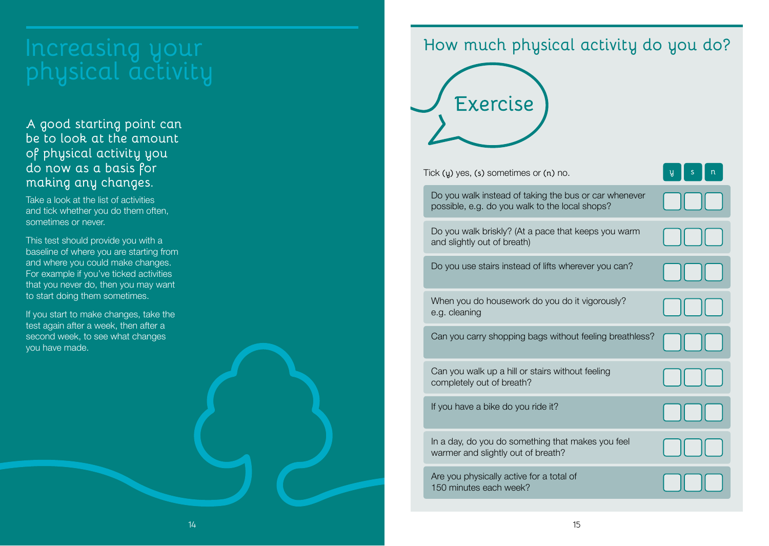# Increasing your physical activity

A good starting point can be to look at the amount of physical activity you do now as a basis for making any changes.

Take a look at the list of activities and tick whether you do them often, sometimes or never.

This test should provide you with a baseline of where you are starting from and where you could make changes. For example if you've ticked activities that you never do, then you may want to start doing them sometimes.

If you start to make changes, take the test again after a week, then after a second week, to see what changes you have made.

## How much physical activity do you do?

### Exercise

| Tick (y) yes, (s) sometimes or (n) no. | y | s | n |
|---|---|---|---|
| Do you walk instead of taking the bus or car whenever possible, e.g. do you walk to the local shops? | | | |
| Do you walk briskly? (At a pace that keeps you warm and slightly out of breath) | | | |
| Do you use stairs instead of lifts wherever you can? | | | |
| When you do housework do you do it vigorously? e.g. cleaning | | | |
| Can you carry shopping bags without feeling breathless? | | | |
| Can you walk up a hill or stairs without feeling completely out of breath? | | | |
| If you have a bike do you ride it? | | | |
| In a day, do you do something that makes you feel warmer and slightly out of breath? | | | |
| Are you physically active for a total of 150 minutes each week? | | | |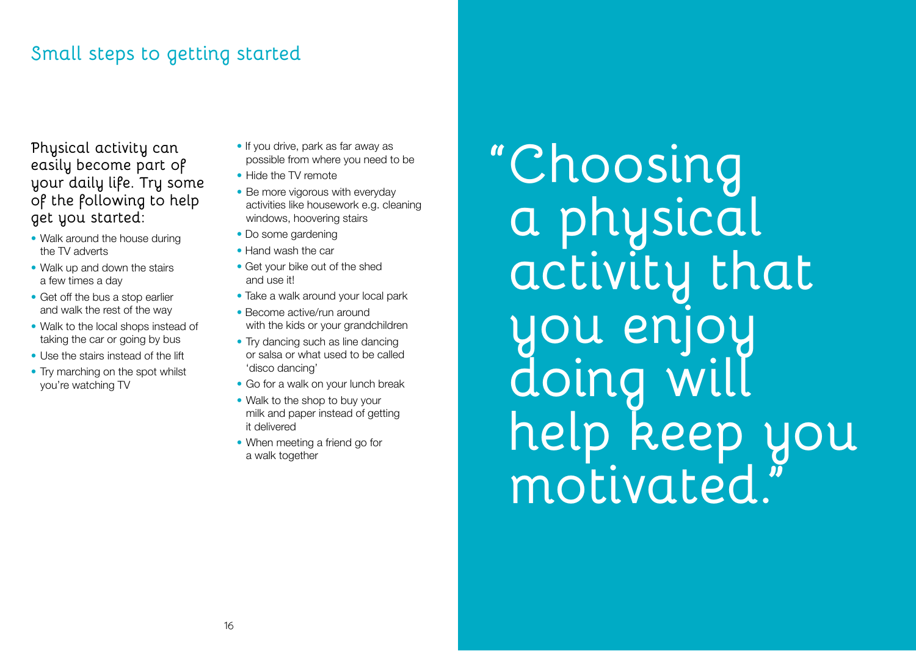## Small steps to getting started

Physical activity can easily become part of your daily life. Try some of the following to help get you started:

- Walk around the house during the TV adverts
- Walk up and down the stairs a few times a day
- Get off the bus a stop earlier and walk the rest of the way
- Walk to the local shops instead of taking the car or going by bus
- Use the stairs instead of the lift
- Try marching on the spot whilst you're watching TV
- If you drive, park as far away as possible from where you need to be
- Hide the TV remote
- Be more vigorous with everyday activities like housework e.g. cleaning windows, hoovering stairs
- Do some gardening
- Hand wash the car
- Get your bike out of the shed and use it!
- Take a walk around your local park
- Become active/run around with the kids or your grandchildren
- Try dancing such as line dancing or salsa or what used to be called 'disco dancing'
- Go for a walk on your lunch break
- Walk to the shop to buy your milk and paper instead of getting it delivered
- When meeting a friend go for a walk together

"Choosing a physical activity that you enjoy doing will help keep you motivated."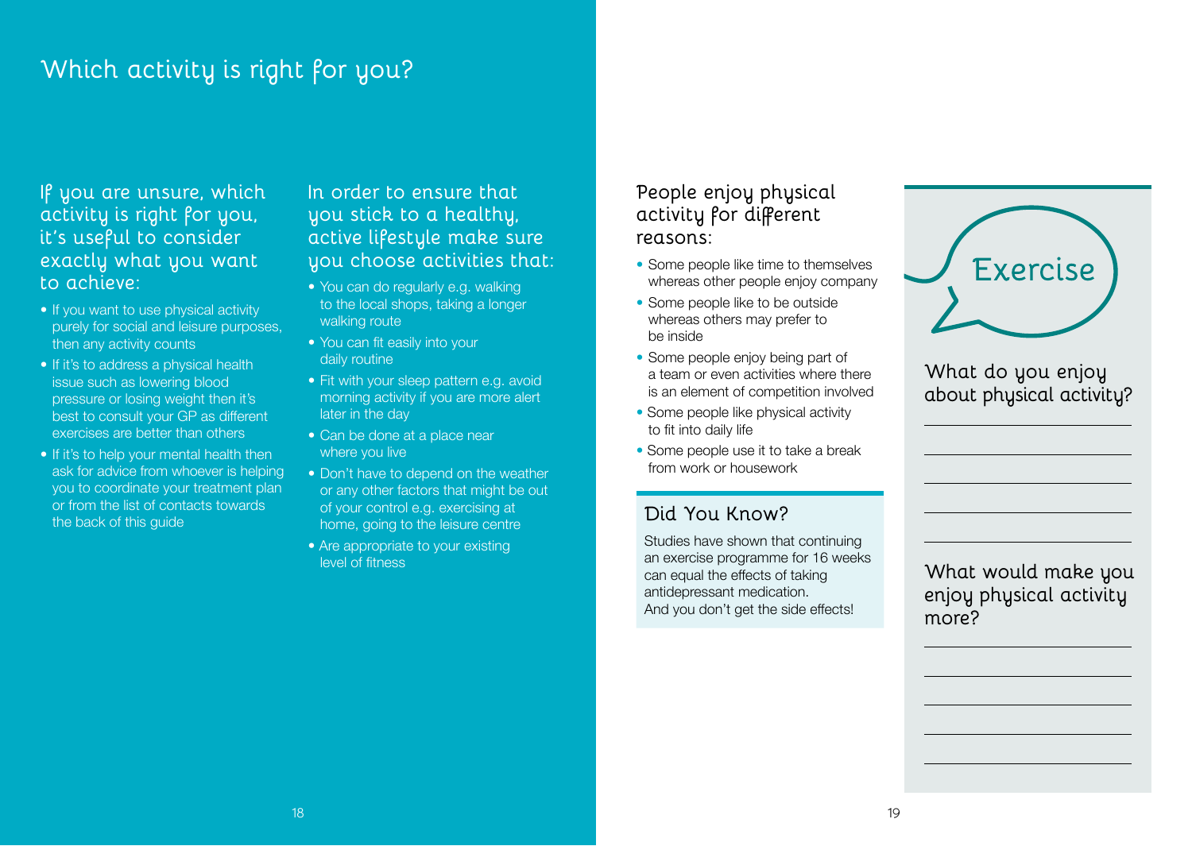# Which activity is right for you?

### If you are unsure, which activity is right for you, it's useful to consider exactly what you want to achieve:

- If you want to use physical activity purely for social and leisure purposes, then any activity counts
- If it's to address a physical health issue such as lowering blood pressure or losing weight then it's best to consult your GP as different exercises are better than others
- If it's to help your mental health then ask for advice from whoever is helping you to coordinate your treatment plan or from the list of contacts towards the back of this guide

### In order to ensure that you stick to a healthy, active lifestyle make sure you choose activities that:

- You can do regularly e.g. walking to the local shops, taking a longer walking route
- You can fit easily into your daily routine
- Fit with your sleep pattern e.g. avoid morning activity if you are more alert later in the day
- Can be done at a place near where you live
- Don't have to depend on the weather or any other factors that might be out of your control e.g. exercising at home, going to the leisure centre
- Are appropriate to your existing level of fitness

### People enjoy physical activity for different reasons:

- Some people like time to themselves whereas other people enjoy company
- Some people like to be outside whereas others may prefer to be inside
- Some people enjoy being part of a team or even activities where there is an element of competition involved
- Some people like physical activity to fit into daily life
- Some people use it to take a break from work or housework

### Did You Know?

Studies have shown that continuing an exercise programme for 16 weeks can equal the effects of taking antidepressant medication. And you don't get the side effects!

## Exercise

### What do you enjoy about physical activity?

______________________

______________________

______________________

______________________

______________________

### What would make you enjoy physical activity more?

______________________

______________________

______________________

______________________

______________________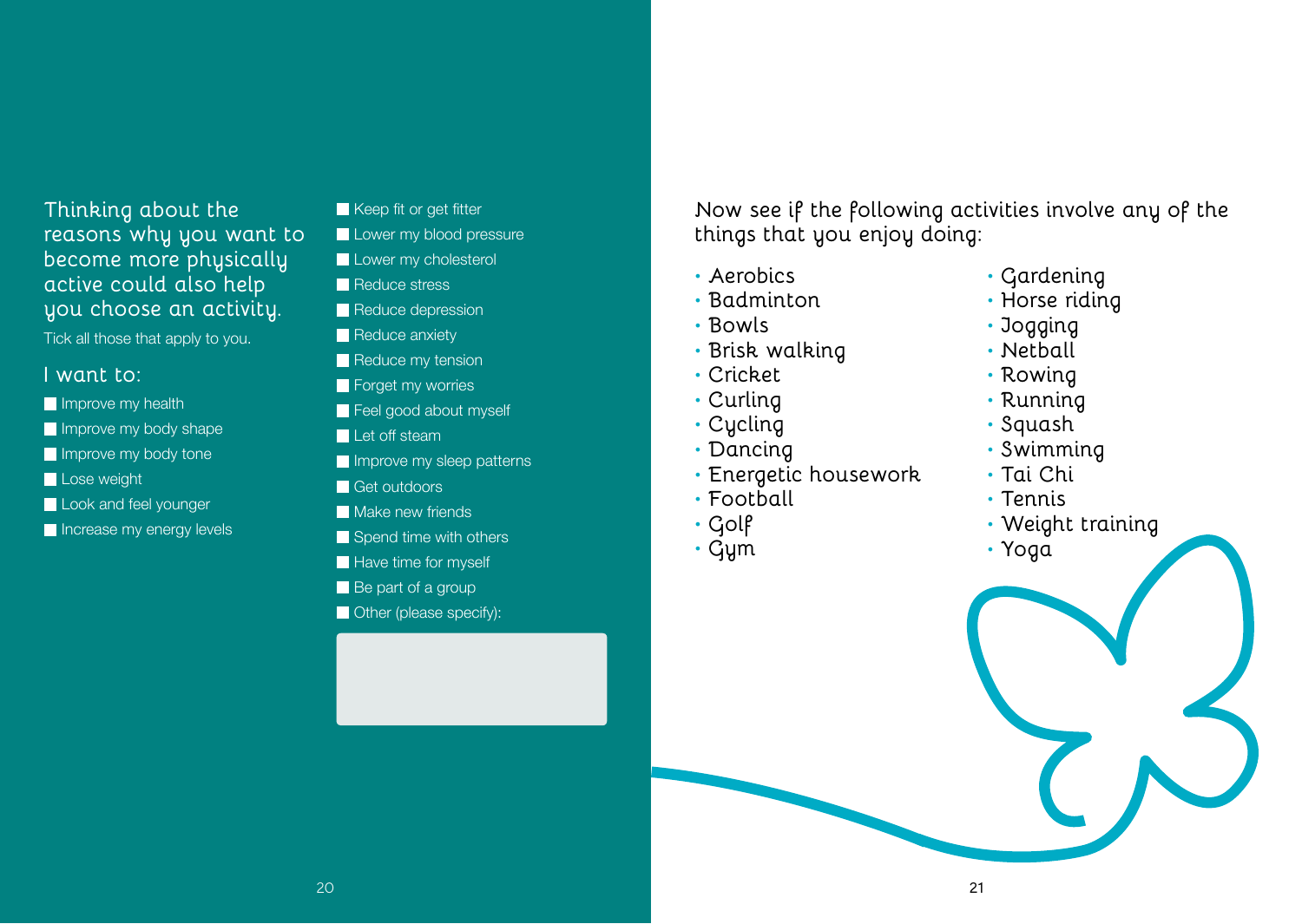Thinking about the reasons why you want to become more physically active could also help you choose an activity.

Tick all those that apply to you.

I want to:

- [ ] Improve my health
- [ ] Improve my body shape
- [ ] Improve my body tone
- [ ] Lose weight
- [ ] Look and feel younger
- [ ] Increase my energy levels
- [ ] Keep fit or get fitter
- [ ] Lower my blood pressure
- [ ] Lower my cholesterol
- [ ] Reduce stress
- [ ] Reduce depression
- [ ] Reduce anxiety
- [ ] Reduce my tension
- [ ] Forget my worries
- [ ] Feel good about myself
- [ ] Let off steam
- [ ] Improve my sleep patterns
- [ ] Get outdoors
- [ ] Make new friends
- [ ] Spend time with others
- [ ] Have time for myself
- [ ] Be part of a group
- [ ] Other (please specify):

Now see if the following activities involve any of the things that you enjoy doing:

- Aerobics
- Badminton
- Bowls
- Brisk walking
- Cricket
- Curling
- Cycling
- Dancing
- Energetic housework
- Football
- Golf
- Gym
- Gardening
- Horse riding
- Jogging
- Netball
- Rowing
- Running
- Squash
- Swimming
- Tai Chi
- Tennis
- Weight training
- Yoga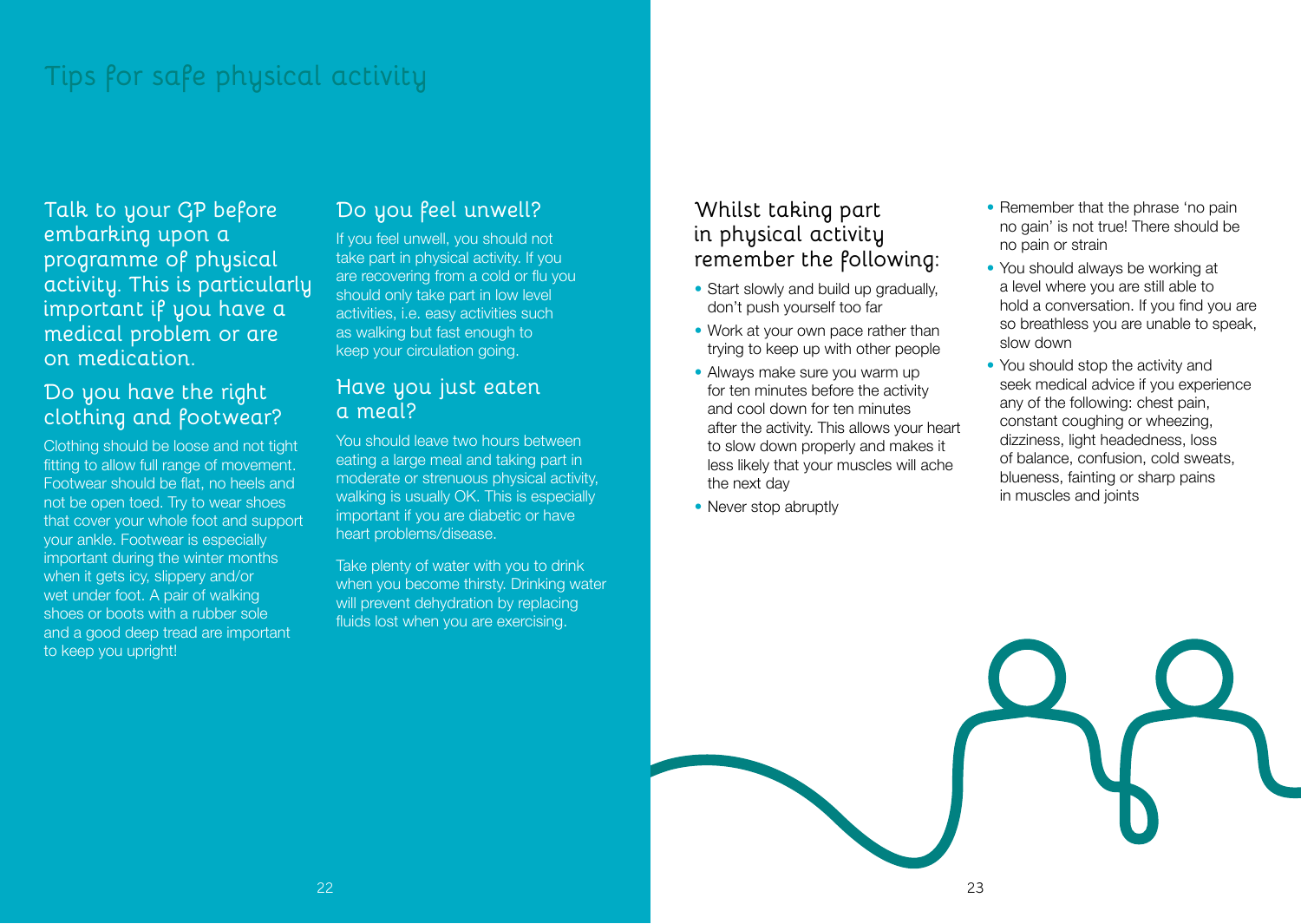# Tips for safe physical activity

## Talk to your GP before embarking upon a programme of physical activity. This is particularly important if you have a medical problem or are on medication.

## Do you have the right clothing and footwear?

Clothing should be loose and not tight fitting to allow full range of movement. Footwear should be flat, no heels and not be open toed. Try to wear shoes that cover your whole foot and support your ankle. Footwear is especially important during the winter months when it gets icy, slippery and/or wet under foot. A pair of walking shoes or boots with a rubber sole and a good deep tread are important to keep you upright!

## Do you feel unwell?

If you feel unwell, you should not take part in physical activity. If you are recovering from a cold or flu you should only take part in low level activities, i.e. easy activities such as walking but fast enough to keep your circulation going.

## Have you just eaten a meal?

You should leave two hours between eating a large meal and taking part in moderate or strenuous physical activity, walking is usually OK. This is especially important if you are diabetic or have heart problems/disease.

Take plenty of water with you to drink when you become thirsty. Drinking water will prevent dehydration by replacing fluids lost when you are exercising.

## Whilst taking part in physical activity remember the following:

- Start slowly and build up gradually, don't push yourself too far
- Work at your own pace rather than trying to keep up with other people
- Always make sure you warm up for ten minutes before the activity and cool down for ten minutes after the activity. This allows your heart to slow down properly and makes it less likely that your muscles will ache the next day
- Never stop abruptly
- Remember that the phrase 'no pain no gain' is not true! There should be no pain or strain
- You should always be working at a level where you are still able to hold a conversation. If you find you are so breathless you are unable to speak, slow down
- You should stop the activity and seek medical advice if you experience any of the following: chest pain, constant coughing or wheezing, dizziness, light headedness, loss of balance, confusion, cold sweats, blueness, fainting or sharp pains in muscles and joints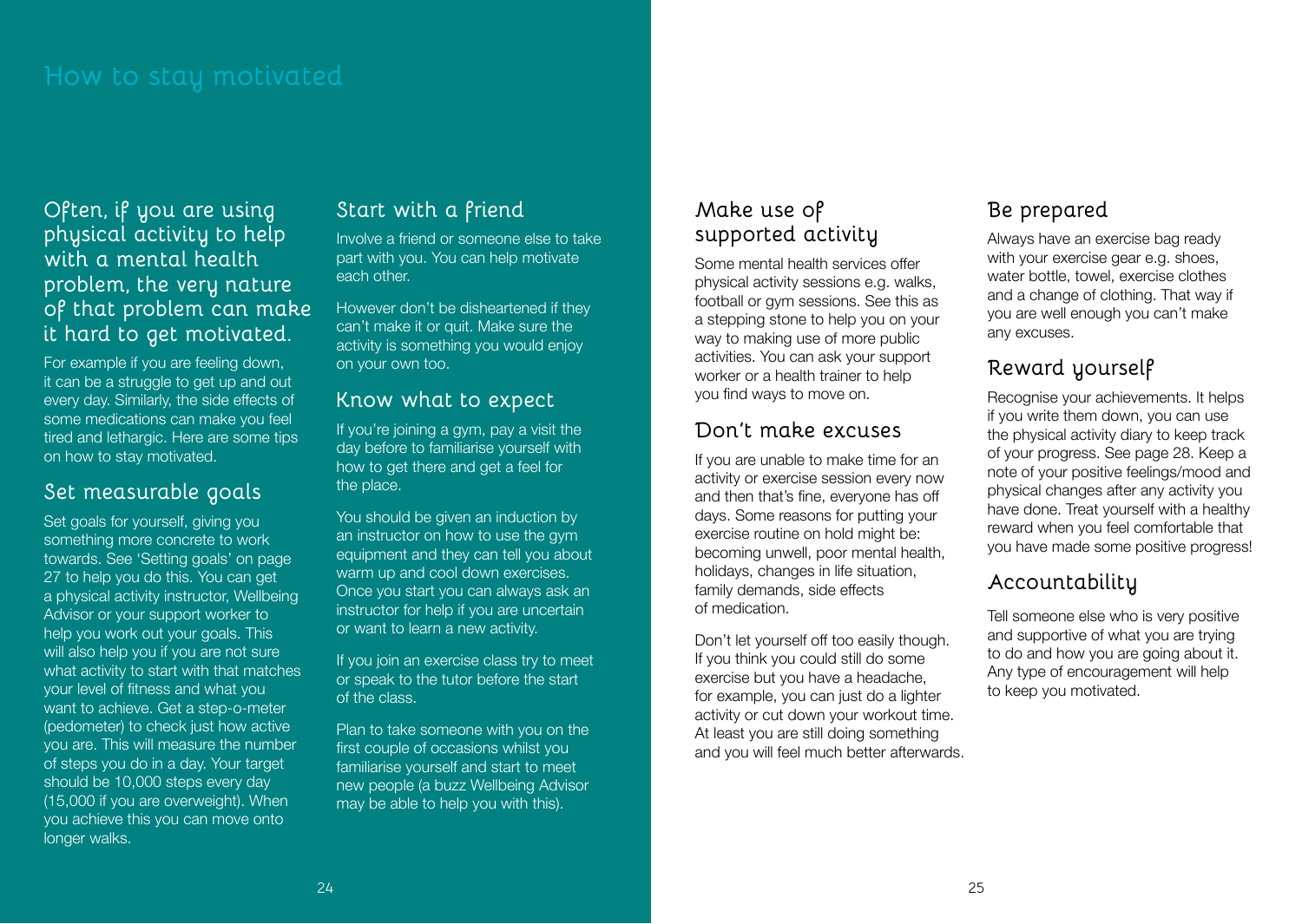# How to stay motivated

## Often, if you are using physical activity to help with a mental health problem, the very nature of that problem can make it hard to get motivated.

For example if you are feeling down, it can be a struggle to get up and out every day. Similarly, the side effects of some medications can make you feel tired and lethargic. Here are some tips on how to stay motivated.

## Set measurable goals

Set goals for yourself, giving you something more concrete to work towards. See 'Setting goals' on page 27 to help you do this. You can get a physical activity instructor, Wellbeing Advisor or your support worker to help you work out your goals. This will also help you if you are not sure what activity to start with that matches your level of fitness and what you want to achieve. Get a step-o-meter (pedometer) to check just how active you are. This will measure the number of steps you do in a day. Your target should be 10,000 steps every day (15,000 if you are overweight). When you achieve this you can move onto longer walks.

## Start with a friend

Involve a friend or someone else to take part with you. You can help motivate each other.

However don't be disheartened if they can't make it or quit. Make sure the activity is something you would enjoy on your own too.

## Know what to expect

If you're joining a gym, pay a visit the day before to familiarise yourself with how to get there and get a feel for the place.

You should be given an induction by an instructor on how to use the gym equipment and they can tell you about warm up and cool down exercises. Once you start you can always ask an instructor for help if you are uncertain or want to learn a new activity.

If you join an exercise class try to meet or speak to the tutor before the start of the class.

Plan to take someone with you on the first couple of occasions whilst you familiarise yourself and start to meet new people (a buzz Wellbeing Advisor may be able to help you with this).

## Make use of supported activity

Some mental health services offer physical activity sessions e.g. walks, football or gym sessions. See this as a stepping stone to help you on your way to making use of more public activities. You can ask your support worker or a health trainer to help you find ways to move on.

## Don't make excuses

If you are unable to make time for an activity or exercise session every now and then that's fine, everyone has off days. Some reasons for putting your exercise routine on hold might be: becoming unwell, poor mental health, holidays, changes in life situation, family demands, side effects of medication.

Don't let yourself off too easily though. If you think you could still do some exercise but you have a headache, for example, you can just do a lighter activity or cut down your workout time. At least you are still doing something and you will feel much better afterwards.

## Be prepared

Always have an exercise bag ready with your exercise gear e.g. shoes, water bottle, towel, exercise clothes and a change of clothing. That way if you are well enough you can't make any excuses.

## Reward yourself

Recognise your achievements. It helps if you write them down, you can use the physical activity diary to keep track of your progress. See page 28. Keep a note of your positive feelings/mood and physical changes after any activity you have done. Treat yourself with a healthy reward when you feel comfortable that you have made some positive progress!

## Accountability

Tell someone else who is very positive and supportive of what you are trying to do and how you are going about it. Any type of encouragement will help to keep you motivated.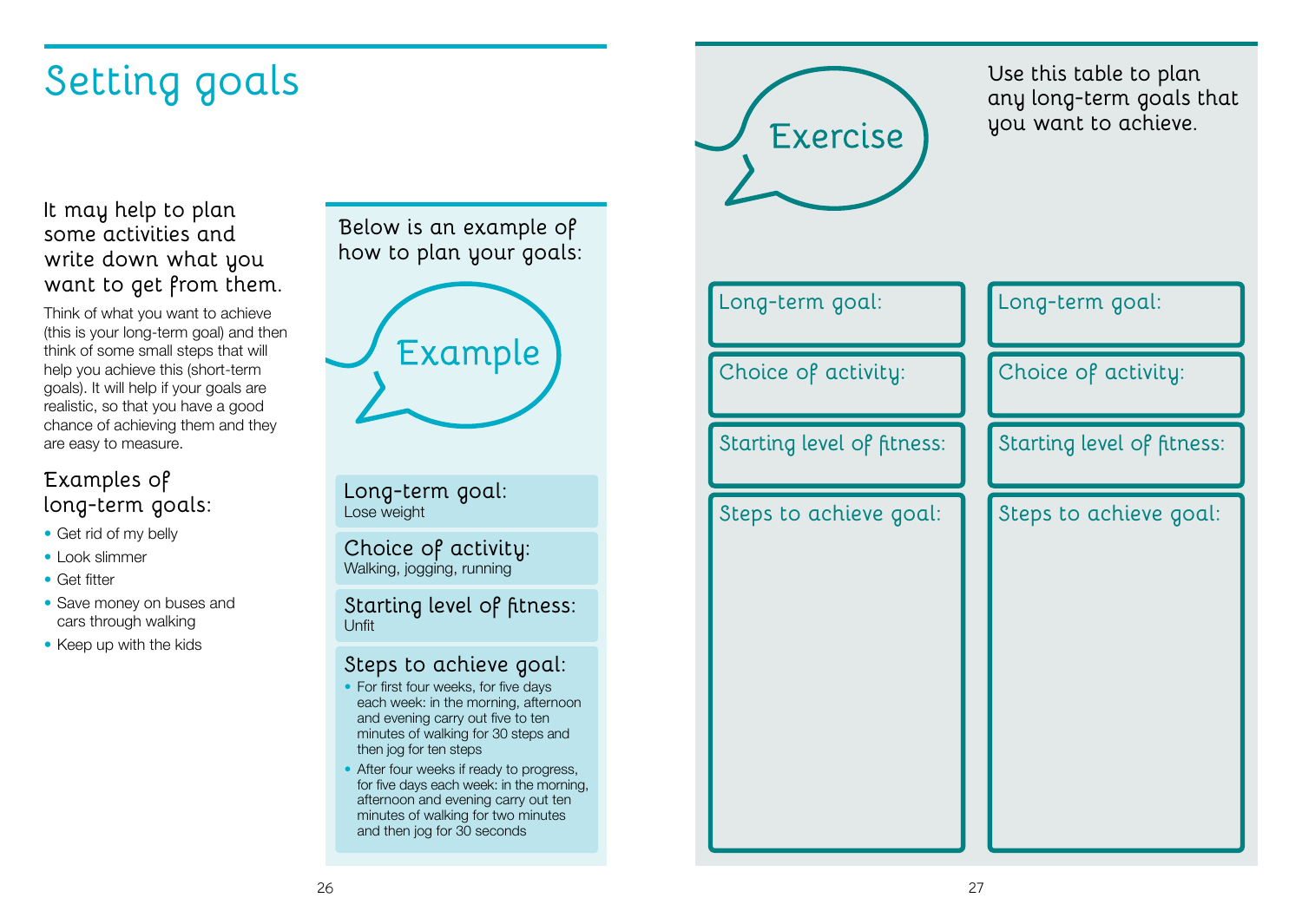# Setting goals

It may help to plan some activities and write down what you want to get from them.

Think of what you want to achieve (this is your long-term goal) and then think of some small steps that will help you achieve this (short-term goals). It will help if your goals are realistic, so that you have a good chance of achieving them and they are easy to measure.

## Examples of long-term goals:

- Get rid of my belly
- Look slimmer
- Get fitter
- Save money on buses and cars through walking
- Keep up with the kids

Below is an example of how to plan your goals:

## Example

**Long-term goal:**
Lose weight

**Choice of activity:**
Walking, jogging, running

**Starting level of fitness:**
Unfit

**Steps to achieve goal:**

- For first four weeks, for five days each week: in the morning, afternoon and evening carry out five to ten minutes of walking for 30 steps and then jog for ten steps
- After four weeks if ready to progress, for five days each week: in the morning, afternoon and evening carry out ten minutes of walking for two minutes and then jog for 30 seconds

## Exercise

Use this table to plan any long-term goals that you want to achieve.

| | |
|---|---|
| Long-term goal: | Long-term goal: |
| Choice of activity: | Choice of activity: |
| Starting level of fitness: | Starting level of fitness: |
| Steps to achieve goal: | Steps to achieve goal: |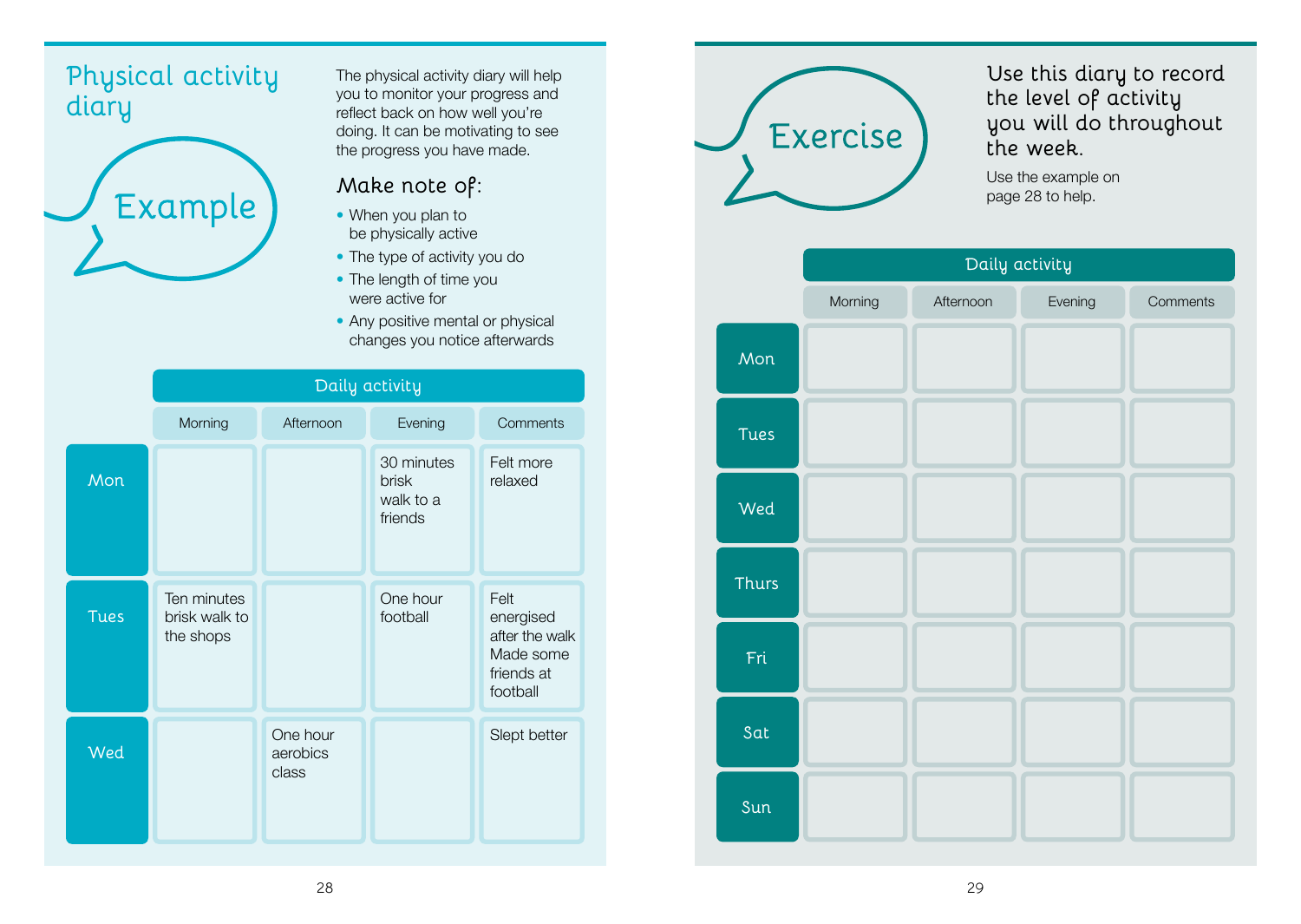# Physical activity diary

## Example

The physical activity diary will help you to monitor your progress and reflect back on how well you're doing. It can be motivating to see the progress you have made.

### Make note of:

- When you plan to be physically active
- The type of activity you do
- The length of time you were active for
- Any positive mental or physical changes you notice afterwards

| | Daily activity | | | |
|---|---|---|---|---|
| | Morning | Afternoon | Evening | Comments |
| Mon | | | 30 minutes brisk walk to a friends | Felt more relaxed |
| Tues | Ten minutes brisk walk to the shops | | One hour football | Felt energised after the walk Made some friends at football |
| Wed | | One hour aerobics class | | Slept better |

## Exercise

Use this diary to record the level of activity you will do throughout the week.

Use the example on page 28 to help.

| | Daily activity | | | |
|---|---|---|---|---|
| | Morning | Afternoon | Evening | Comments |
| Mon | | | | |
| Tues | | | | |
| Wed | | | | |
| Thurs | | | | |
| Fri | | | | |
| Sat | | | | |
| Sun | | | | |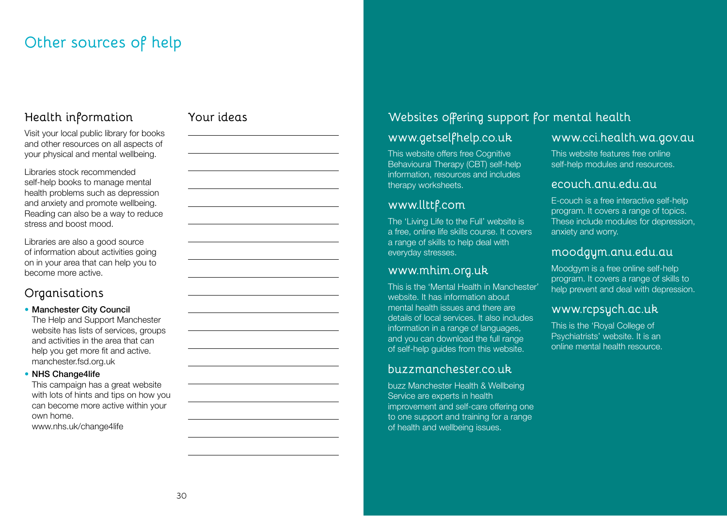# Other sources of help

## Health information

Visit your local public library for books and other resources on all aspects of your physical and mental wellbeing.

Libraries stock recommended self-help books to manage mental health problems such as depression and anxiety and promote wellbeing. Reading can also be a way to reduce stress and boost mood.

Libraries are also a good source of information about activities going on in your area that can help you to become more active.

## Organisations

- **Manchester City Council**
  The Help and Support Manchester website has lists of services, groups and activities in the area that can help you get more fit and active.
  manchester.fsd.org.uk
- **NHS Change4life**
  This campaign has a great website with lots of hints and tips on how you can become more active within your own home.
  www.nhs.uk/change4life

## Your ideas

## Websites offering support for mental health

### www.getselfhelp.co.uk

This website offers free Cognitive Behavioural Therapy (CBT) self-help information, resources and includes therapy worksheets.

### www.llttf.com

The 'Living Life to the Full' website is a free, online life skills course. It covers a range of skills to help deal with everyday stresses.

### www.mhim.org.uk

This is the 'Mental Health in Manchester' website. It has information about mental health issues and there are details of local services. It also includes information in a range of languages, and you can download the full range of self-help guides from this website.

### buzzmanchester.co.uk

buzz Manchester Health & Wellbeing Service are experts in health improvement and self-care offering one to one support and training for a range of health and wellbeing issues.

### www.cci.health.wa.gov.au

This website features free online self-help modules and resources.

### ecouch.anu.edu.au

E-couch is a free interactive self-help program. It covers a range of topics. These include modules for depression, anxiety and worry.

### moodgym.anu.edu.au

Moodgym is a free online self-help program. It covers a range of skills to help prevent and deal with depression.

### www.rcpsych.ac.uk

This is the 'Royal College of Psychiatrists' website. It is an online mental health resource.